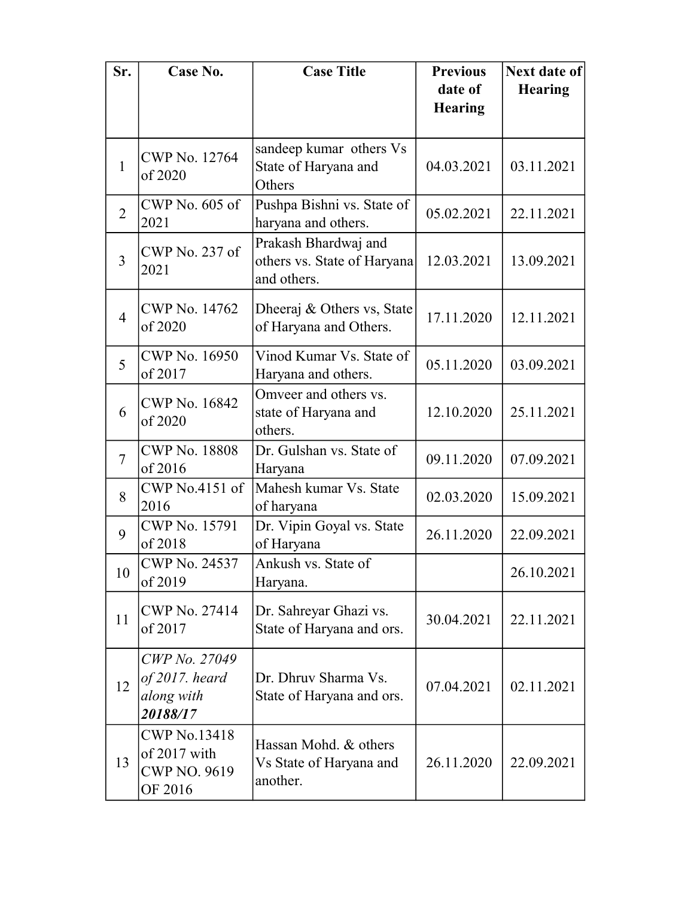| Sr. | Case No. | Case Title | Previous date of Hearing | Next date of Hearing |
|---|---|---|---|---|
| 1 | CWP No. 12764 of 2020 | sandeep kumar others Vs State of Haryana and Others | 04.03.2021 | 03.11.2021 |
| 2 | CWP No. 605 of 2021 | Pushpa Bishni vs. State of haryana and others. | 05.02.2021 | 22.11.2021 |
| 3 | CWP No. 237 of 2021 | Prakash Bhardwaj and others vs. State of Haryana and others. | 12.03.2021 | 13.09.2021 |
| 4 | CWP No. 14762 of 2020 | Dheeraj & Others vs, State of Haryana and Others. | 17.11.2020 | 12.11.2021 |
| 5 | CWP No. 16950 of 2017 | Vinod Kumar Vs. State of Haryana and others. | 05.11.2020 | 03.09.2021 |
| 6 | CWP No. 16842 of 2020 | Omveer and others vs. state of Haryana and others. | 12.10.2020 | 25.11.2021 |
| 7 | CWP No. 18808 of 2016 | Dr. Gulshan vs. State of Haryana | 09.11.2020 | 07.09.2021 |
| 8 | CWP No.4151 of 2016 | Mahesh kumar Vs. State of haryana | 02.03.2020 | 15.09.2021 |
| 9 | CWP No. 15791 of 2018 | Dr. Vipin Goyal vs. State of Haryana | 26.11.2020 | 22.09.2021 |
| 10 | CWP No. 24537 of 2019 | Ankush vs. State of Haryana. | | 26.10.2021 |
| 11 | CWP No. 27414 of 2017 | Dr. Sahreyar Ghazi vs. State of Haryana and ors. | 30.04.2021 | 22.11.2021 |
| 12 | *CWP No. 27049 of 2017. heard along with* ***20188/17*** | Dr. Dhruv Sharma Vs. State of Haryana and ors. | 07.04.2021 | 02.11.2021 |
| 13 | CWP No.13418 of 2017 with CWP NO. 9619 OF 2016 | Hassan Mohd. & others Vs State of Haryana and another. | 26.11.2020 | 22.09.2021 |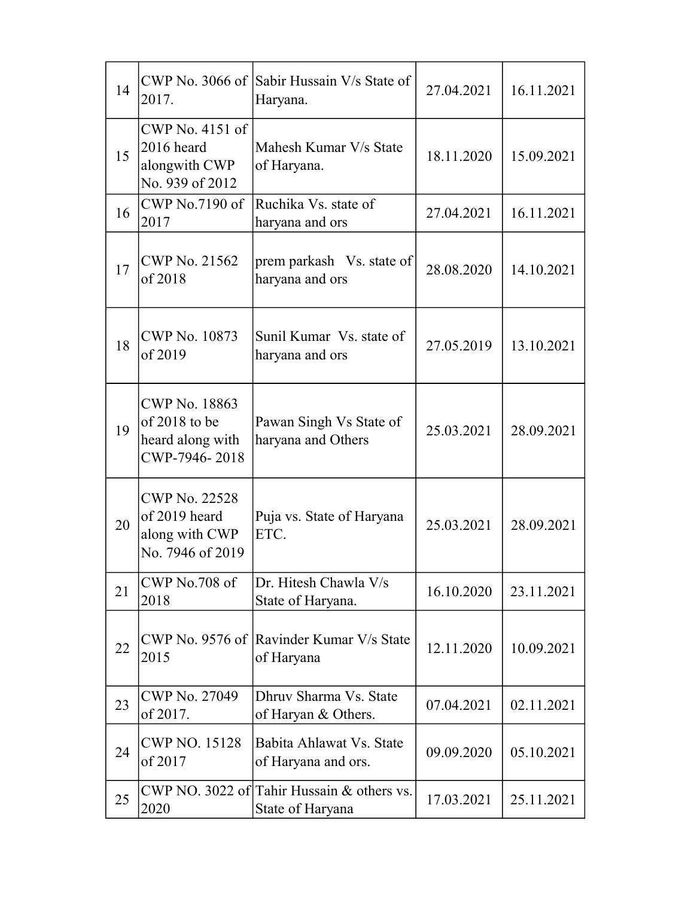| 14 | CWP No. 3066 of 2017. | Sabir Hussain V/s State of Haryana. | 27.04.2021 | 16.11.2021 |
|---|---|---|---|---|
| 15 | CWP No. 4151 of 2016 heard alongwith CWP No. 939 of 2012 | Mahesh Kumar V/s State of Haryana. | 18.11.2020 | 15.09.2021 |
| 16 | CWP No.7190 of 2017 | Ruchika Vs. state of haryana and ors | 27.04.2021 | 16.11.2021 |
| 17 | CWP No. 21562 of 2018 | prem parkash Vs. state of haryana and ors | 28.08.2020 | 14.10.2021 |
| 18 | CWP No. 10873 of 2019 | Sunil Kumar Vs. state of haryana and ors | 27.05.2019 | 13.10.2021 |
| 19 | CWP No. 18863 of 2018 to be heard along with CWP-7946- 2018 | Pawan Singh Vs State of haryana and Others | 25.03.2021 | 28.09.2021 |
| 20 | CWP No. 22528 of 2019 heard along with CWP No. 7946 of 2019 | Puja vs. State of Haryana ETC. | 25.03.2021 | 28.09.2021 |
| 21 | CWP No.708 of 2018 | Dr. Hitesh Chawla V/s State of Haryana. | 16.10.2020 | 23.11.2021 |
| 22 | CWP No. 9576 of 2015 | Ravinder Kumar V/s State of Haryana | 12.11.2020 | 10.09.2021 |
| 23 | CWP No. 27049 of 2017. | Dhruv Sharma Vs. State of Haryan & Others. | 07.04.2021 | 02.11.2021 |
| 24 | CWP NO. 15128 of 2017 | Babita Ahlawat Vs. State of Haryana and ors. | 09.09.2020 | 05.10.2021 |
| 25 | CWP NO. 3022 of 2020 | Tahir Hussain & others vs. State of Haryana | 17.03.2021 | 25.11.2021 |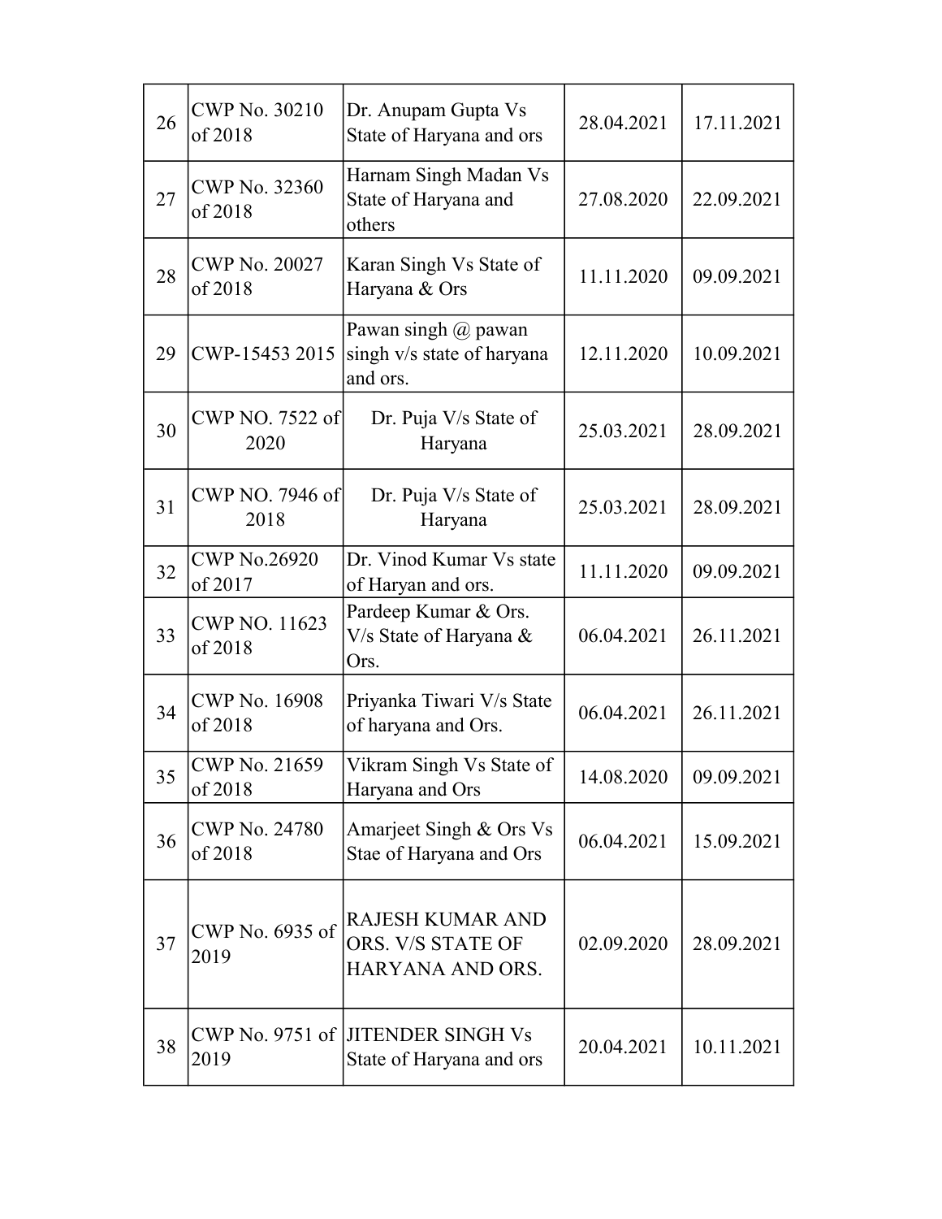| | | | | |
|---|---|---|---|---|
| 26 | CWP No. 30210 of 2018 | Dr. Anupam Gupta Vs State of Haryana and ors | 28.04.2021 | 17.11.2021 |
| 27 | CWP No. 32360 of 2018 | Harnam Singh Madan Vs State of Haryana and others | 27.08.2020 | 22.09.2021 |
| 28 | CWP No. 20027 of 2018 | Karan Singh Vs State of Haryana & Ors | 11.11.2020 | 09.09.2021 |
| 29 | CWP-15453 2015 | Pawan singh @ pawan singh v/s state of haryana and ors. | 12.11.2020 | 10.09.2021 |
| 30 | CWP NO. 7522 of 2020 | Dr. Puja V/s State of Haryana | 25.03.2021 | 28.09.2021 |
| 31 | CWP NO. 7946 of 2018 | Dr. Puja V/s State of Haryana | 25.03.2021 | 28.09.2021 |
| 32 | CWP No.26920 of 2017 | Dr. Vinod Kumar Vs state of Haryan and ors. | 11.11.2020 | 09.09.2021 |
| 33 | CWP NO. 11623 of 2018 | Pardeep Kumar & Ors. V/s State of Haryana & Ors. | 06.04.2021 | 26.11.2021 |
| 34 | CWP No. 16908 of 2018 | Priyanka Tiwari V/s State of haryana and Ors. | 06.04.2021 | 26.11.2021 |
| 35 | CWP No. 21659 of 2018 | Vikram Singh Vs State of Haryana and Ors | 14.08.2020 | 09.09.2021 |
| 36 | CWP No. 24780 of 2018 | Amarjeet Singh & Ors Vs Stae of Haryana and Ors | 06.04.2021 | 15.09.2021 |
| 37 | CWP No. 6935 of 2019 | RAJESH KUMAR AND ORS. V/S STATE OF HARYANA AND ORS. | 02.09.2020 | 28.09.2021 |
| 38 | CWP No. 9751 of 2019 | JITENDER SINGH Vs State of Haryana and ors | 20.04.2021 | 10.11.2021 |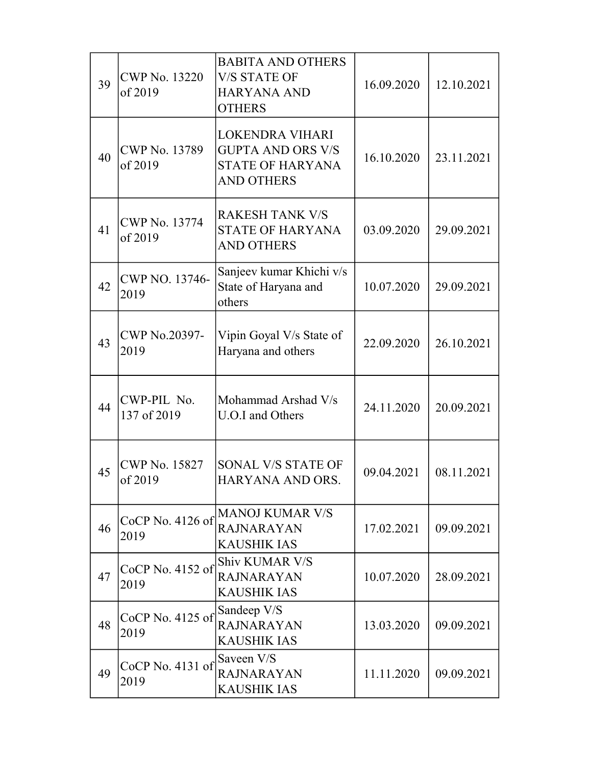| 39 | CWP No. 13220 of 2019 | BABITA AND OTHERS V/S STATE OF HARYANA AND OTHERS | 16.09.2020 | 12.10.2021 |
|---|---|---|---|---|
| 40 | CWP No. 13789 of 2019 | LOKENDRA VIHARI GUPTA AND ORS V/S STATE OF HARYANA AND OTHERS | 16.10.2020 | 23.11.2021 |
| 41 | CWP No. 13774 of 2019 | RAKESH TANK V/S STATE OF HARYANA AND OTHERS | 03.09.2020 | 29.09.2021 |
| 42 | CWP NO. 13746-2019 | Sanjeev kumar Khichi v/s State of Haryana and others | 10.07.2020 | 29.09.2021 |
| 43 | CWP No.20397-2019 | Vipin Goyal V/s State of Haryana and others | 22.09.2020 | 26.10.2021 |
| 44 | CWP-PIL No. 137 of 2019 | Mohammad Arshad V/s U.O.I and Others | 24.11.2020 | 20.09.2021 |
| 45 | CWP No. 15827 of 2019 | SONAL V/S STATE OF HARYANA AND ORS. | 09.04.2021 | 08.11.2021 |
| 46 | CoCP No. 4126 of 2019 | MANOJ KUMAR V/S RAJNARAYAN KAUSHIK IAS | 17.02.2021 | 09.09.2021 |
| 47 | CoCP No. 4152 of 2019 | Shiv KUMAR V/S RAJNARAYAN KAUSHIK IAS | 10.07.2020 | 28.09.2021 |
| 48 | CoCP No. 4125 of 2019 | Sandeep V/S RAJNARAYAN KAUSHIK IAS | 13.03.2020 | 09.09.2021 |
| 49 | CoCP No. 4131 of 2019 | Saveen V/S RAJNARAYAN KAUSHIK IAS | 11.11.2020 | 09.09.2021 |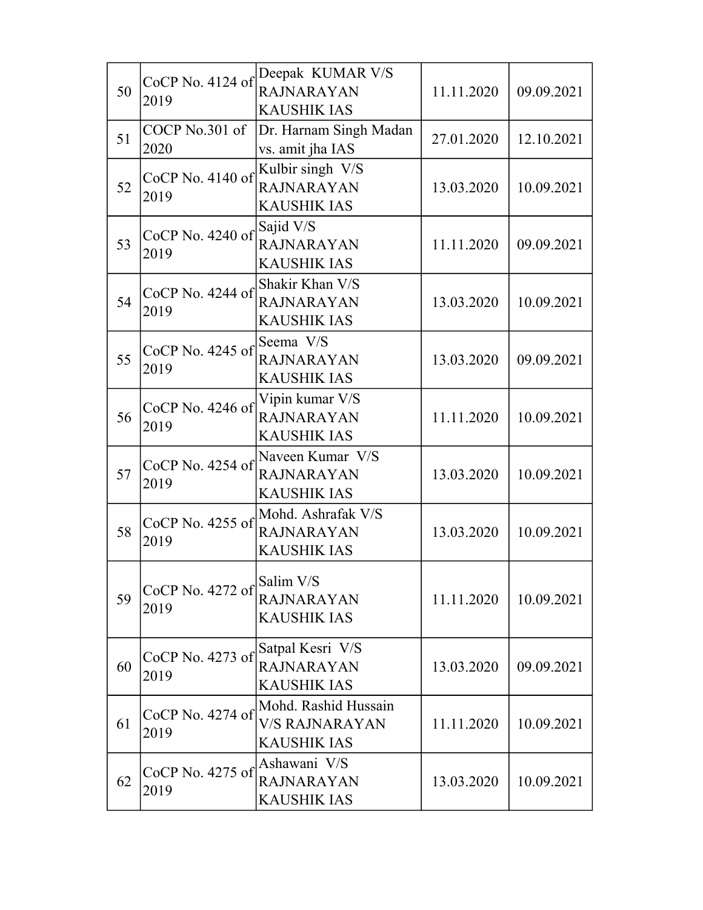| 50 | CoCP No. 4124 of 2019 | Deepak KUMAR V/S RAJNARAYAN KAUSHIK IAS | 11.11.2020 | 09.09.2021 |
|---|---|---|---|---|
| 51 | COCP No.301 of 2020 | Dr. Harnam Singh Madan vs. amit jha IAS | 27.01.2020 | 12.10.2021 |
| 52 | CoCP No. 4140 of 2019 | Kulbir singh V/S RAJNARAYAN KAUSHIK IAS | 13.03.2020 | 10.09.2021 |
| 53 | CoCP No. 4240 of 2019 | Sajid V/S RAJNARAYAN KAUSHIK IAS | 11.11.2020 | 09.09.2021 |
| 54 | CoCP No. 4244 of 2019 | Shakir Khan V/S RAJNARAYAN KAUSHIK IAS | 13.03.2020 | 10.09.2021 |
| 55 | CoCP No. 4245 of 2019 | Seema V/S RAJNARAYAN KAUSHIK IAS | 13.03.2020 | 09.09.2021 |
| 56 | CoCP No. 4246 of 2019 | Vipin kumar V/S RAJNARAYAN KAUSHIK IAS | 11.11.2020 | 10.09.2021 |
| 57 | CoCP No. 4254 of 2019 | Naveen Kumar V/S RAJNARAYAN KAUSHIK IAS | 13.03.2020 | 10.09.2021 |
| 58 | CoCP No. 4255 of 2019 | Mohd. Ashrafak V/S RAJNARAYAN KAUSHIK IAS | 13.03.2020 | 10.09.2021 |
| 59 | CoCP No. 4272 of 2019 | Salim V/S RAJNARAYAN KAUSHIK IAS | 11.11.2020 | 10.09.2021 |
| 60 | CoCP No. 4273 of 2019 | Satpal Kesri V/S RAJNARAYAN KAUSHIK IAS | 13.03.2020 | 09.09.2021 |
| 61 | CoCP No. 4274 of 2019 | Mohd. Rashid Hussain V/S RAJNARAYAN KAUSHIK IAS | 11.11.2020 | 10.09.2021 |
| 62 | CoCP No. 4275 of 2019 | Ashawani V/S RAJNARAYAN KAUSHIK IAS | 13.03.2020 | 10.09.2021 |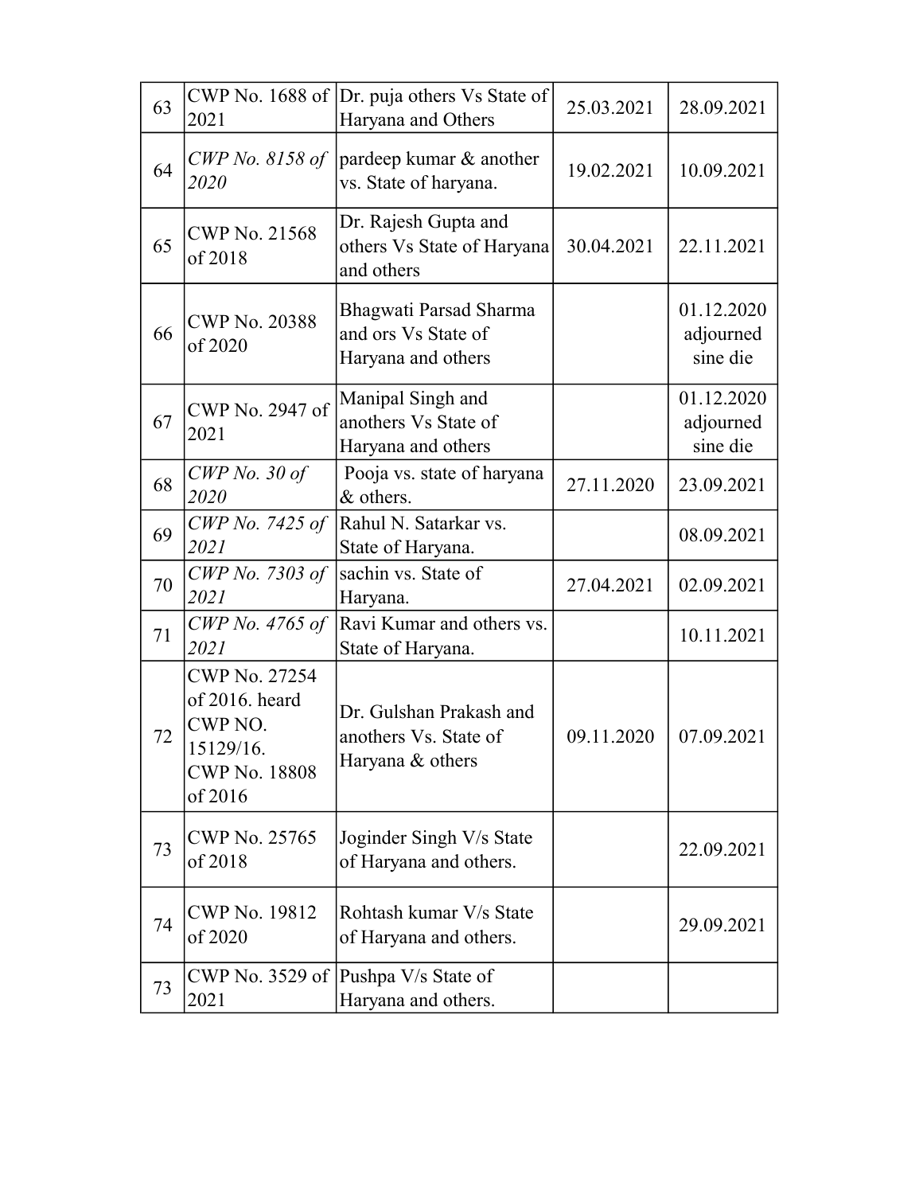| | | | | |
|---|---|---|---|---|
| 63 | CWP No. 1688 of 2021 | Dr. puja others Vs State of Haryana and Others | 25.03.2021 | 28.09.2021 |
| 64 | *CWP No. 8158 of 2020* | pardeep kumar & another vs. State of haryana. | 19.02.2021 | 10.09.2021 |
| 65 | CWP No. 21568 of 2018 | Dr. Rajesh Gupta and others Vs State of Haryana and others | 30.04.2021 | 22.11.2021 |
| 66 | CWP No. 20388 of 2020 | Bhagwati Parsad Sharma and ors Vs State of Haryana and others | | 01.12.2020 adjourned sine die |
| 67 | CWP No. 2947 of 2021 | Manipal Singh and anothers Vs State of Haryana and others | | 01.12.2020 adjourned sine die |
| 68 | *CWP No. 30 of 2020* | Pooja vs. state of haryana & others. | 27.11.2020 | 23.09.2021 |
| 69 | *CWP No. 7425 of 2021* | Rahul N. Satarkar vs. State of Haryana. | | 08.09.2021 |
| 70 | *CWP No. 7303 of 2021* | sachin vs. State of Haryana. | 27.04.2021 | 02.09.2021 |
| 71 | *CWP No. 4765 of 2021* | Ravi Kumar and others vs. State of Haryana. | | 10.11.2021 |
| 72 | CWP No. 27254 of 2016. heard CWP NO. 15129/16. CWP No. 18808 of 2016 | Dr. Gulshan Prakash and anothers Vs. State of Haryana & others | 09.11.2020 | 07.09.2021 |
| 73 | CWP No. 25765 of 2018 | Joginder Singh V/s State of Haryana and others. | | 22.09.2021 |
| 74 | CWP No. 19812 of 2020 | Rohtash kumar V/s State of Haryana and others. | | 29.09.2021 |
| 73 | CWP No. 3529 of 2021 | Pushpa V/s State of Haryana and others. | | |